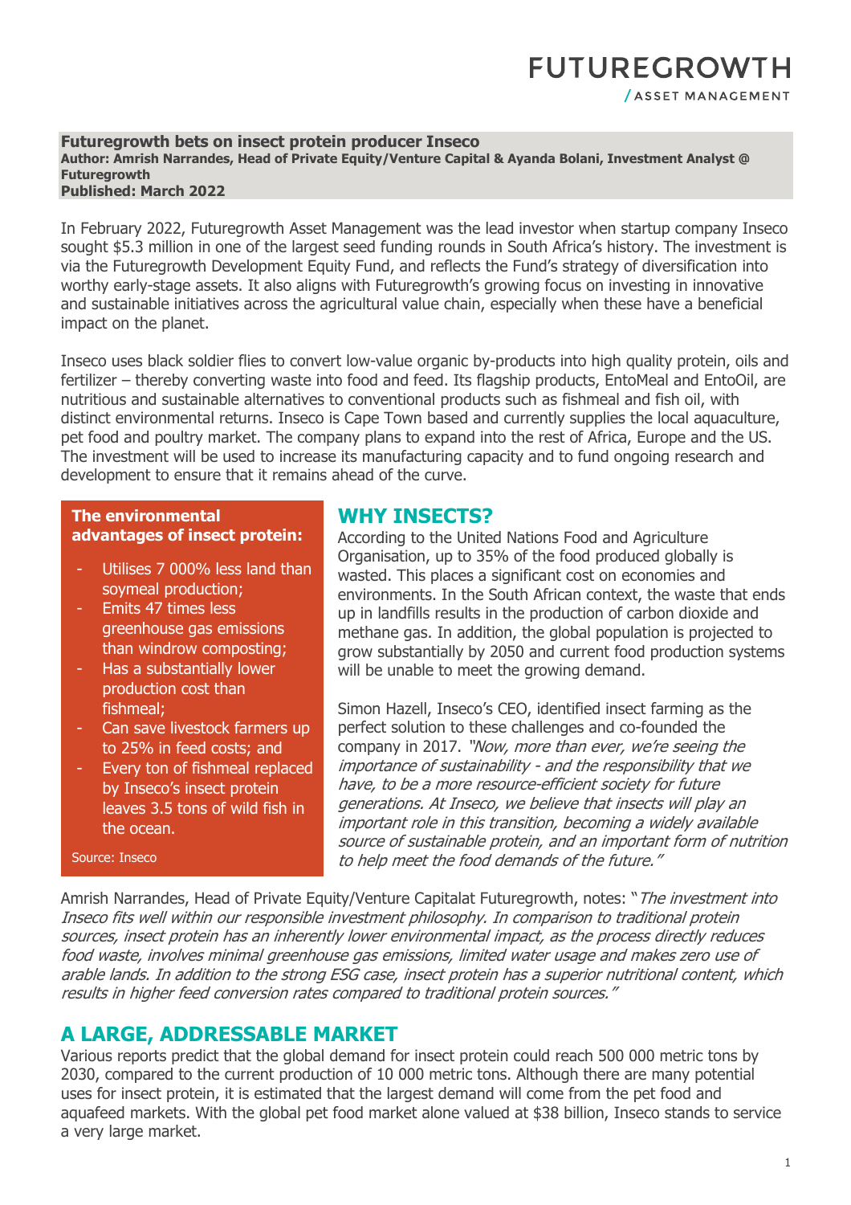FUTUREGROWTH
/ ASSET MANAGEMENT

**Futuregrowth bets on insect protein producer Inseco**
**Author: Amrish Narrandes, Head of Private Equity/Venture Capital & Ayanda Bolani, Investment Analyst @ Futuregrowth**
**Published: March 2022**

In February 2022, Futuregrowth Asset Management was the lead investor when startup company Inseco sought $5.3 million in one of the largest seed funding rounds in South Africa's history. The investment is via the Futuregrowth Development Equity Fund, and reflects the Fund's strategy of diversification into worthy early-stage assets. It also aligns with Futuregrowth's growing focus on investing in innovative and sustainable initiatives across the agricultural value chain, especially when these have a beneficial impact on the planet.

Inseco uses black soldier flies to convert low-value organic by-products into high quality protein, oils and fertilizer – thereby converting waste into food and feed. Its flagship products, EntoMeal and EntoOil, are nutritious and sustainable alternatives to conventional products such as fishmeal and fish oil, with distinct environmental returns. Inseco is Cape Town based and currently supplies the local aquaculture, pet food and poultry market. The company plans to expand into the rest of Africa, Europe and the US. The investment will be used to increase its manufacturing capacity and to fund ongoing research and development to ensure that it remains ahead of the curve.

**The environmental advantages of insect protein:**

- Utilises 7 000% less land than soymeal production;
- Emits 47 times less greenhouse gas emissions than windrow composting;
- Has a substantially lower production cost than fishmeal;
- Can save livestock farmers up to 25% in feed costs; and
- Every ton of fishmeal replaced by Inseco's insect protein leaves 3.5 tons of wild fish in the ocean.

Source: Inseco

## WHY INSECTS?

According to the United Nations Food and Agriculture Organisation, up to 35% of the food produced globally is wasted. This places a significant cost on economies and environments. In the South African context, the waste that ends up in landfills results in the production of carbon dioxide and methane gas. In addition, the global population is projected to grow substantially by 2050 and current food production systems will be unable to meet the growing demand.

Simon Hazell, Inseco's CEO, identified insect farming as the perfect solution to these challenges and co-founded the company in 2017. *"Now, more than ever, we're seeing the importance of sustainability - and the responsibility that we have, to be a more resource-efficient society for future generations. At Inseco, we believe that insects will play an important role in this transition, becoming a widely available source of sustainable protein, and an important form of nutrition to help meet the food demands of the future."*

Amrish Narrandes, Head of Private Equity/Venture Capitalat Futuregrowth, notes: "*The investment into Inseco fits well within our responsible investment philosophy. In comparison to traditional protein sources, insect protein has an inherently lower environmental impact, as the process directly reduces food waste, involves minimal greenhouse gas emissions, limited water usage and makes zero use of arable lands. In addition to the strong ESG case, insect protein has a superior nutritional content, which results in higher feed conversion rates compared to traditional protein sources."*

## A LARGE, ADDRESSABLE MARKET

Various reports predict that the global demand for insect protein could reach 500 000 metric tons by 2030, compared to the current production of 10 000 metric tons. Although there are many potential uses for insect protein, it is estimated that the largest demand will come from the pet food and aquafeed markets. With the global pet food market alone valued at $38 billion, Inseco stands to service a very large market.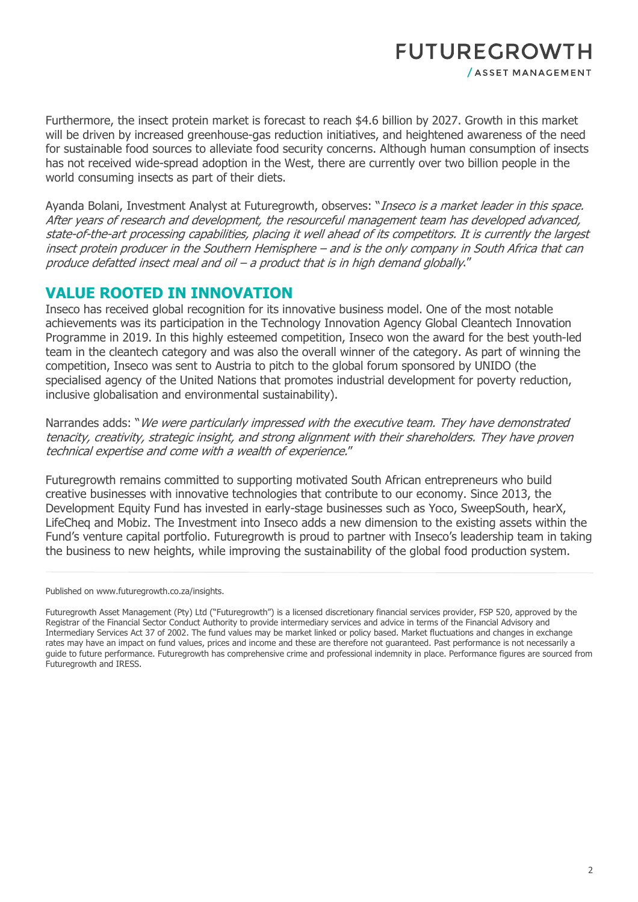Furthermore, the insect protein market is forecast to reach $4.6 billion by 2027. Growth in this market will be driven by increased greenhouse-gas reduction initiatives, and heightened awareness of the need for sustainable food sources to alleviate food security concerns. Although human consumption of insects has not received wide-spread adoption in the West, there are currently over two billion people in the world consuming insects as part of their diets.

Ayanda Bolani, Investment Analyst at Futuregrowth, observes: "*Inseco is a market leader in this space. After years of research and development, the resourceful management team has developed advanced, state-of-the-art processing capabilities, placing it well ahead of its competitors. It is currently the largest insect protein producer in the Southern Hemisphere – and is the only company in South Africa that can produce defatted insect meal and oil – a product that is in high demand globally.*"

## VALUE ROOTED IN INNOVATION

Inseco has received global recognition for its innovative business model. One of the most notable achievements was its participation in the Technology Innovation Agency Global Cleantech Innovation Programme in 2019. In this highly esteemed competition, Inseco won the award for the best youth-led team in the cleantech category and was also the overall winner of the category. As part of winning the competition, Inseco was sent to Austria to pitch to the global forum sponsored by UNIDO (the specialised agency of the United Nations that promotes industrial development for poverty reduction, inclusive globalisation and environmental sustainability).

Narrandes adds: "*We were particularly impressed with the executive team. They have demonstrated tenacity, creativity, strategic insight, and strong alignment with their shareholders. They have proven technical expertise and come with a wealth of experience.*"

Futuregrowth remains committed to supporting motivated South African entrepreneurs who build creative businesses with innovative technologies that contribute to our economy. Since 2013, the Development Equity Fund has invested in early-stage businesses such as Yoco, SweepSouth, hearX, LifeCheq and Mobiz. The Investment into Inseco adds a new dimension to the existing assets within the Fund's venture capital portfolio. Futuregrowth is proud to partner with Inseco's leadership team in taking the business to new heights, while improving the sustainability of the global food production system.

---

Published on www.futuregrowth.co.za/insights.

Futuregrowth Asset Management (Pty) Ltd ("Futuregrowth") is a licensed discretionary financial services provider, FSP 520, approved by the Registrar of the Financial Sector Conduct Authority to provide intermediary services and advice in terms of the Financial Advisory and Intermediary Services Act 37 of 2002. The fund values may be market linked or policy based. Market fluctuations and changes in exchange rates may have an impact on fund values, prices and income and these are therefore not guaranteed. Past performance is not necessarily a guide to future performance. Futuregrowth has comprehensive crime and professional indemnity in place. Performance figures are sourced from Futuregrowth and IRESS.